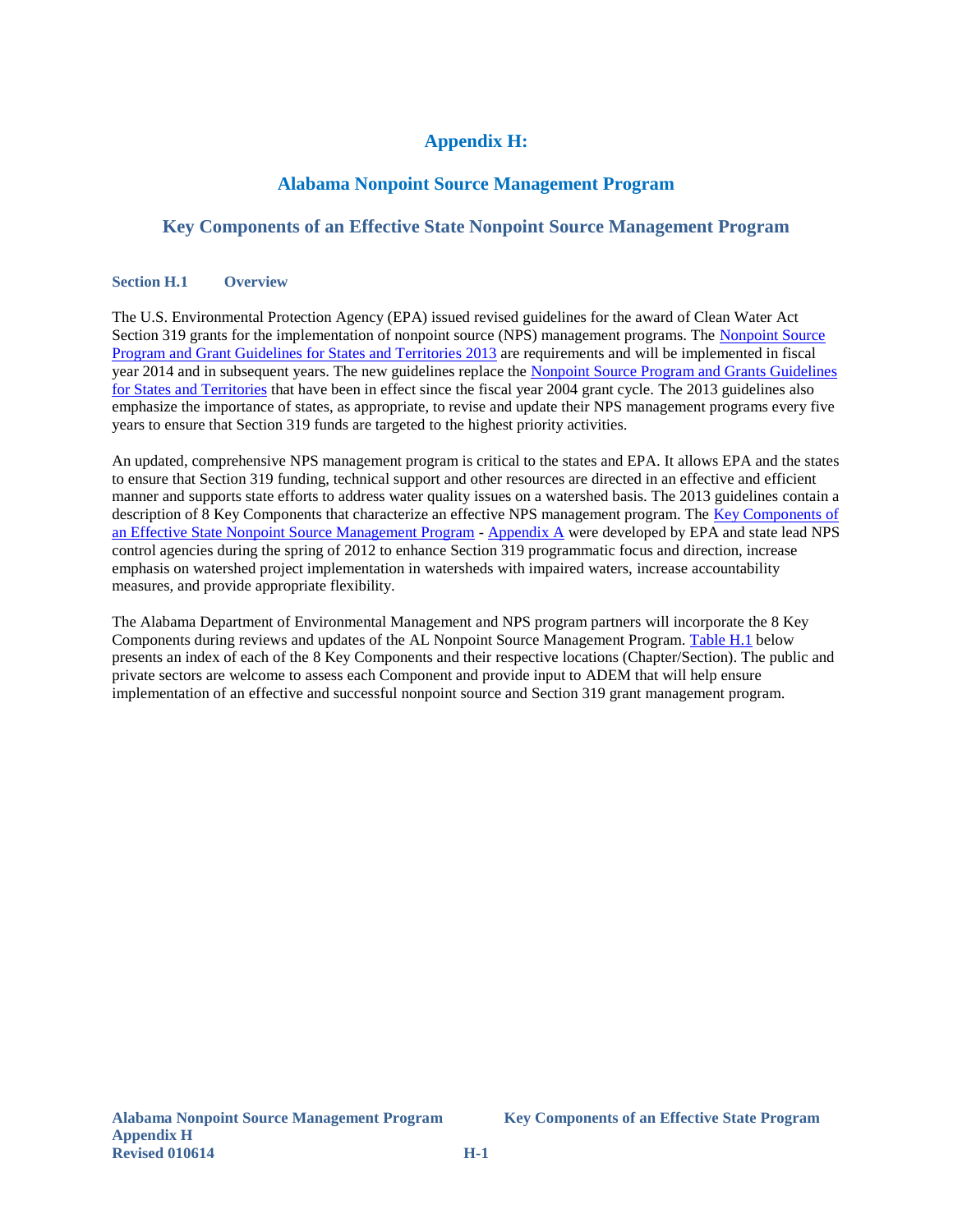# Appendix H:

## Alabama Nonpoint Source Management Program

## Key Components of an Effective State Nonpoint Source Management Program

### Section H.1 Overview

The U.S. Environmental Protection Agency (EPA) issued revised guidelines for the award of Clean Water Act Section 319 grants for the implementation of nonpoint source (NPS) management programs. The Nonpoint Source Program and Grant Guidelines for States and Territories 2013 are requirements and will be implemented in fiscal year 2014 and in subsequent years. The new guidelines replace the Nonpoint Source Program and Grants Guidelines for States and Territories that have been in effect since the fiscal year 2004 grant cycle. The 2013 guidelines also emphasize the importance of states, as appropriate, to revise and update their NPS management programs every five years to ensure that Section 319 funds are targeted to the highest priority activities.

An updated, comprehensive NPS management program is critical to the states and EPA. It allows EPA and the states to ensure that Section 319 funding, technical support and other resources are directed in an effective and efficient manner and supports state efforts to address water quality issues on a watershed basis. The 2013 guidelines contain a description of 8 Key Components that characterize an effective NPS management program. The Key Components of an Effective State Nonpoint Source Management Program - Appendix A were developed by EPA and state lead NPS control agencies during the spring of 2012 to enhance Section 319 programmatic focus and direction, increase emphasis on watershed project implementation in watersheds with impaired waters, increase accountability measures, and provide appropriate flexibility.

The Alabama Department of Environmental Management and NPS program partners will incorporate the 8 Key Components during reviews and updates of the AL Nonpoint Source Management Program. Table H.1 below presents an index of each of the 8 Key Components and their respective locations (Chapter/Section). The public and private sectors are welcome to assess each Component and provide input to ADEM that will help ensure implementation of an effective and successful nonpoint source and Section 319 grant management program.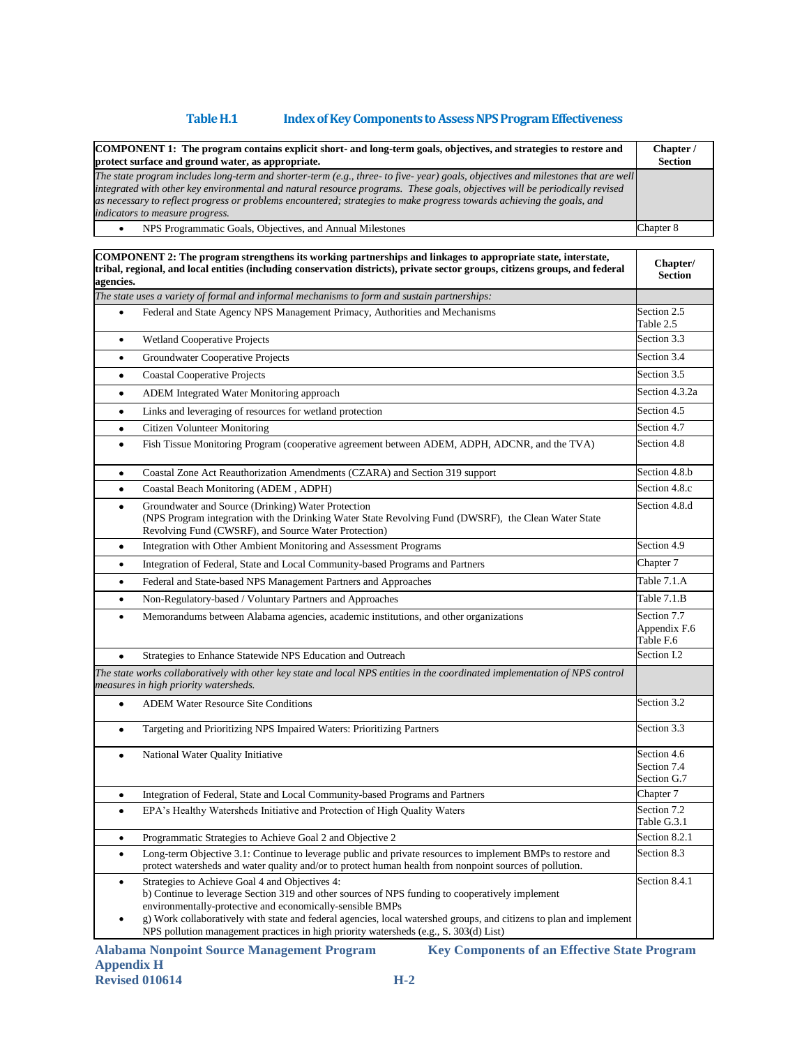## Table H.1 Index of Key Components to Assess NPS Program Effectiveness

| COMPONENT 1: The program contains explicit short- and long-term goals, objectives, and strategies to restore and protect surface and ground water, as appropriate. | Chapter / Section |
|---|---|
| *The state program includes long-term and shorter-term (e.g., three- to five- year) goals, objectives and milestones that are well integrated with other key environmental and natural resource programs. These goals, objectives will be periodically revised as necessary to reflect progress or problems encountered; strategies to make progress towards achieving the goals, and indicators to measure progress.* | |
| • NPS Programmatic Goals, Objectives, and Annual Milestones | Chapter 8 |

| COMPONENT 2: The program strengthens its working partnerships and linkages to appropriate state, interstate, tribal, regional, and local entities (including conservation districts), private sector groups, citizens groups, and federal agencies. | Chapter/ Section |
|---|---|
| *The state uses a variety of formal and informal mechanisms to form and sustain partnerships:* | |
| • Federal and State Agency NPS Management Primacy, Authorities and Mechanisms | Section 2.5<br>Table 2.5 |
| • Wetland Cooperative Projects | Section 3.3 |
| • Groundwater Cooperative Projects | Section 3.4 |
| • Coastal Cooperative Projects | Section 3.5 |
| • ADEM Integrated Water Monitoring approach | Section 4.3.2a |
| • Links and leveraging of resources for wetland protection | Section 4.5 |
| • Citizen Volunteer Monitoring | Section 4.7 |
| • Fish Tissue Monitoring Program (cooperative agreement between ADEM, ADPH, ADCNR, and the TVA) | Section 4.8 |
| • Coastal Zone Act Reauthorization Amendments (CZARA) and Section 319 support | Section 4.8.b |
| • Coastal Beach Monitoring (ADEM , ADPH) | Section 4.8.c |
| • Groundwater and Source (Drinking) Water Protection<br>(NPS Program integration with the Drinking Water State Revolving Fund (DWSRF), the Clean Water State Revolving Fund (CWSRF), and Source Water Protection) | Section 4.8.d |
| • Integration with Other Ambient Monitoring and Assessment Programs | Section 4.9 |
| • Integration of Federal, State and Local Community-based Programs and Partners | Chapter 7 |
| • Federal and State-based NPS Management Partners and Approaches | Table 7.1.A |
| • Non-Regulatory-based / Voluntary Partners and Approaches | Table 7.1.B |
| • Memorandums between Alabama agencies, academic institutions, and other organizations | Section 7.7<br>Appendix F.6<br>Table F.6 |
| • Strategies to Enhance Statewide NPS Education and Outreach | Section I.2 |
| *The state works collaboratively with other key state and local NPS entities in the coordinated implementation of NPS control measures in high priority watersheds.* | |
| • ADEM Water Resource Site Conditions | Section 3.2 |
| • Targeting and Prioritizing NPS Impaired Waters: Prioritizing Partners | Section 3.3 |
| • National Water Quality Initiative | Section 4.6<br>Section 7.4<br>Section G.7 |
| • Integration of Federal, State and Local Community-based Programs and Partners | Chapter 7 |
| • EPA's Healthy Watersheds Initiative and Protection of High Quality Waters | Section 7.2<br>Table G.3.1 |
| • Programmatic Strategies to Achieve Goal 2 and Objective 2 | Section 8.2.1 |
| • Long-term Objective 3.1: Continue to leverage public and private resources to implement BMPs to restore and protect watersheds and water quality and/or to protect human health from nonpoint sources of pollution. | Section 8.3 |
| • Strategies to Achieve Goal 4 and Objectives 4:<br>b) Continue to leverage Section 319 and other sources of NPS funding to cooperatively implement environmentally-protective and economically-sensible BMPs<br>• g) Work collaboratively with state and federal agencies, local watershed groups, and citizens to plan and implement NPS pollution management practices in high priority watersheds (e.g., S. 303(d) List) | Section 8.4.1 |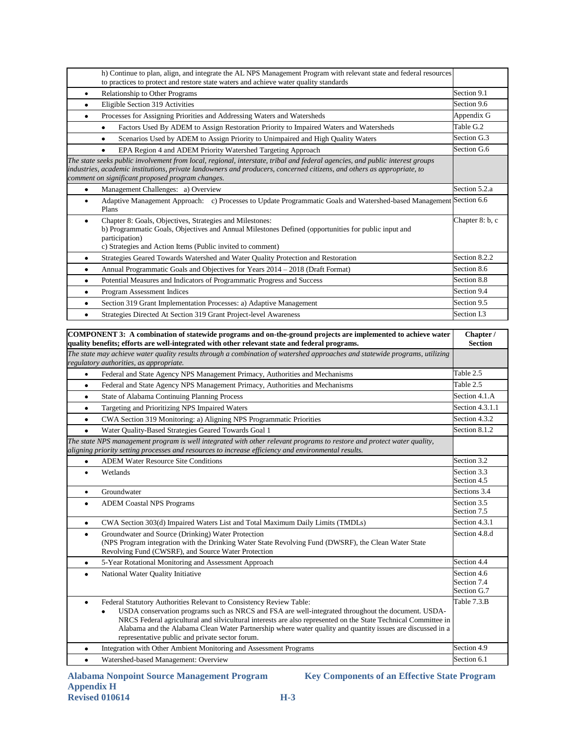| | |
|---|---|
| h) Continue to plan, align, and integrate the AL NPS Management Program with relevant state and federal resources to practices to protect and restore state waters and achieve water quality standards | |
| • Relationship to Other Programs | Section 9.1 |
| • Eligible Section 319 Activities | Section 9.6 |
| • Processes for Assigning Priorities and Addressing Waters and Watersheds | Appendix G |
| &nbsp;&nbsp;&nbsp;&nbsp;• Factors Used By ADEM to Assign Restoration Priority to Impaired Waters and Watersheds | Table G.2 |
| &nbsp;&nbsp;&nbsp;&nbsp;• Scenarios Used by ADEM to Assign Priority to Unimpaired and High Quality Waters | Section G.3 |
| &nbsp;&nbsp;&nbsp;&nbsp;• EPA Region 4 and ADEM Priority Watershed Targeting Approach | Section G.6 |
| *The state seeks public involvement from local, regional, interstate, tribal and federal agencies, and public interest groups industries, academic institutions, private landowners and producers, concerned citizens, and others as appropriate, to comment on significant proposed program changes.* | |
| • Management Challenges: a) Overview | Section 5.2.a |
| • Adaptive Management Approach: c) Processes to Update Programmatic Goals and Watershed-based Management Plans | Section 6.6 |
| • Chapter 8: Goals, Objectives, Strategies and Milestones:<br>b) Programmatic Goals, Objectives and Annual Milestones Defined (opportunities for public input and participation)<br>c) Strategies and Action Items (Public invited to comment) | Chapter 8: b, c |
| • Strategies Geared Towards Watershed and Water Quality Protection and Restoration | Section 8.2.2 |
| • Annual Programmatic Goals and Objectives for Years 2014 – 2018 (Draft Format) | Section 8.6 |
| • Potential Measures and Indicators of Programmatic Progress and Success | Section 8.8 |
| • Program Assessment Indices | Section 9.4 |
| • Section 319 Grant Implementation Processes: a) Adaptive Management | Section 9.5 |
| • Strategies Directed At Section 319 Grant Project-level Awareness | Section I.3 |

| **COMPONENT 3: A combination of statewide programs and on-the-ground projects are implemented to achieve water quality benefits; efforts are well-integrated with other relevant state and federal programs.** | **Chapter / Section** |
|---|---|
| *The state may achieve water quality results through a combination of watershed approaches and statewide programs, utilizing regulatory authorities, as appropriate.* | |
| • Federal and State Agency NPS Management Primacy, Authorities and Mechanisms | Table 2.5 |
| • Federal and State Agency NPS Management Primacy, Authorities and Mechanisms | Table 2.5 |
| • State of Alabama Continuing Planning Process | Section 4.1.A |
| • Targeting and Prioritizing NPS Impaired Waters | Section 4.3.1.1 |
| • CWA Section 319 Monitoring: a) Aligning NPS Programmatic Priorities | Section 4.3.2 |
| • Water Quality-Based Strategies Geared Towards Goal 1 | Section 8.1.2 |
| *The state NPS management program is well integrated with other relevant programs to restore and protect water quality, aligning priority setting processes and resources to increase efficiency and environmental results.* | |
| • ADEM Water Resource Site Conditions | Section 3.2 |
| • Wetlands | Section 3.3<br>Section 4.5 |
| • Groundwater | Sections 3.4 |
| • ADEM Coastal NPS Programs | Section 3.5<br>Section 7.5 |
| • CWA Section 303(d) Impaired Waters List and Total Maximum Daily Limits (TMDLs) | Section 4.3.1 |
| • Groundwater and Source (Drinking) Water Protection<br>(NPS Program integration with the Drinking Water State Revolving Fund (DWSRF), the Clean Water State Revolving Fund (CWSRF), and Source Water Protection | Section 4.8.d |
| • 5-Year Rotational Monitoring and Assessment Approach | Section 4.4 |
| • National Water Quality Initiative | Section 4.6<br>Section 7.4<br>Section G.7 |
| • Federal Statutory Authorities Relevant to Consistency Review Table:<br>&nbsp;&nbsp;&nbsp;&nbsp;• USDA conservation programs such as NRCS and FSA are well-integrated throughout the document. USDA-NRCS Federal agricultural and silvicultural interests are also represented on the State Technical Committee in Alabama and the Alabama Clean Water Partnership where water quality and quantity issues are discussed in a representative public and private sector forum. | Table 7.3.B |
| • Integration with Other Ambient Monitoring and Assessment Programs | Section 4.9 |
| • Watershed-based Management: Overview | Section 6.1 |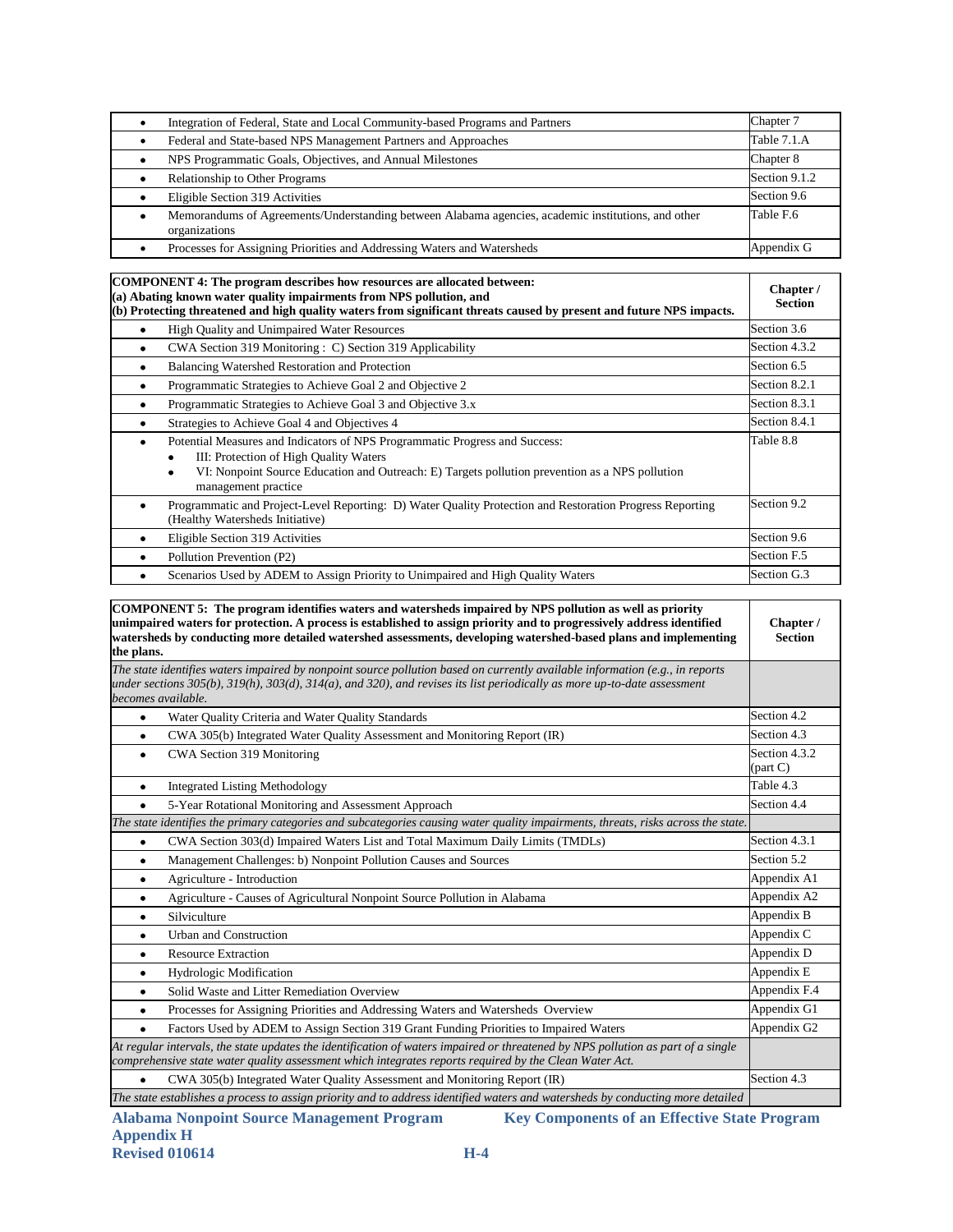| | |
|---|---|
| • Integration of Federal, State and Local Community-based Programs and Partners | Chapter 7 |
| • Federal and State-based NPS Management Partners and Approaches | Table 7.1.A |
| • NPS Programmatic Goals, Objectives, and Annual Milestones | Chapter 8 |
| • Relationship to Other Programs | Section 9.1.2 |
| • Eligible Section 319 Activities | Section 9.6 |
| • Memorandums of Agreements/Understanding between Alabama agencies, academic institutions, and other organizations | Table F.6 |
| • Processes for Assigning Priorities and Addressing Waters and Watersheds | Appendix G |

| **COMPONENT 4: The program describes how resources are allocated between: (a) Abating known water quality impairments from NPS pollution, and (b) Protecting threatened and high quality waters from significant threats caused by present and future NPS impacts.** | **Chapter / Section** |
|---|---|
| • High Quality and Unimpaired Water Resources | Section 3.6 |
| • CWA Section 319 Monitoring : C) Section 319 Applicability | Section 4.3.2 |
| • Balancing Watershed Restoration and Protection | Section 6.5 |
| • Programmatic Strategies to Achieve Goal 2 and Objective 2 | Section 8.2.1 |
| • Programmatic Strategies to Achieve Goal 3 and Objective 3.x | Section 8.3.1 |
| • Strategies to Achieve Goal 4 and Objectives 4 | Section 8.4.1 |
| • Potential Measures and Indicators of NPS Programmatic Progress and Success:<br>• III: Protection of High Quality Waters<br>• VI: Nonpoint Source Education and Outreach: E) Targets pollution prevention as a NPS pollution management practice | Table 8.8 |
| • Programmatic and Project-Level Reporting: D) Water Quality Protection and Restoration Progress Reporting (Healthy Watersheds Initiative) | Section 9.2 |
| • Eligible Section 319 Activities | Section 9.6 |
| • Pollution Prevention (P2) | Section F.5 |
| • Scenarios Used by ADEM to Assign Priority to Unimpaired and High Quality Waters | Section G.3 |

| **COMPONENT 5: The program identifies waters and watersheds impaired by NPS pollution as well as priority unimpaired waters for protection. A process is established to assign priority and to progressively address identified watersheds by conducting more detailed watershed assessments, developing watershed-based plans and implementing the plans.** | **Chapter / Section** |
|---|---|
| *The state identifies waters impaired by nonpoint source pollution based on currently available information (e.g., in reports under sections 305(b), 319(h), 303(d), 314(a), and 320), and revises its list periodically as more up-to-date assessment becomes available.* | |
| • Water Quality Criteria and Water Quality Standards | Section 4.2 |
| • CWA 305(b) Integrated Water Quality Assessment and Monitoring Report (IR) | Section 4.3 |
| • CWA Section 319 Monitoring | Section 4.3.2 (part C) |
| • Integrated Listing Methodology | Table 4.3 |
| • 5-Year Rotational Monitoring and Assessment Approach | Section 4.4 |
| *The state identifies the primary categories and subcategories causing water quality impairments, threats, risks across the state.* | |
| • CWA Section 303(d) Impaired Waters List and Total Maximum Daily Limits (TMDLs) | Section 4.3.1 |
| • Management Challenges: b) Nonpoint Pollution Causes and Sources | Section 5.2 |
| • Agriculture - Introduction | Appendix A1 |
| • Agriculture - Causes of Agricultural Nonpoint Source Pollution in Alabama | Appendix A2 |
| • Silviculture | Appendix B |
| • Urban and Construction | Appendix C |
| • Resource Extraction | Appendix D |
| • Hydrologic Modification | Appendix E |
| • Solid Waste and Litter Remediation Overview | Appendix F.4 |
| • Processes for Assigning Priorities and Addressing Waters and Watersheds Overview | Appendix G1 |
| • Factors Used by ADEM to Assign Section 319 Grant Funding Priorities to Impaired Waters | Appendix G2 |
| *At regular intervals, the state updates the identification of waters impaired or threatened by NPS pollution as part of a single comprehensive state water quality assessment which integrates reports required by the Clean Water Act.* | |
| • CWA 305(b) Integrated Water Quality Assessment and Monitoring Report (IR) | Section 4.3 |
| *The state establishes a process to assign priority and to address identified waters and watersheds by conducting more detailed* | |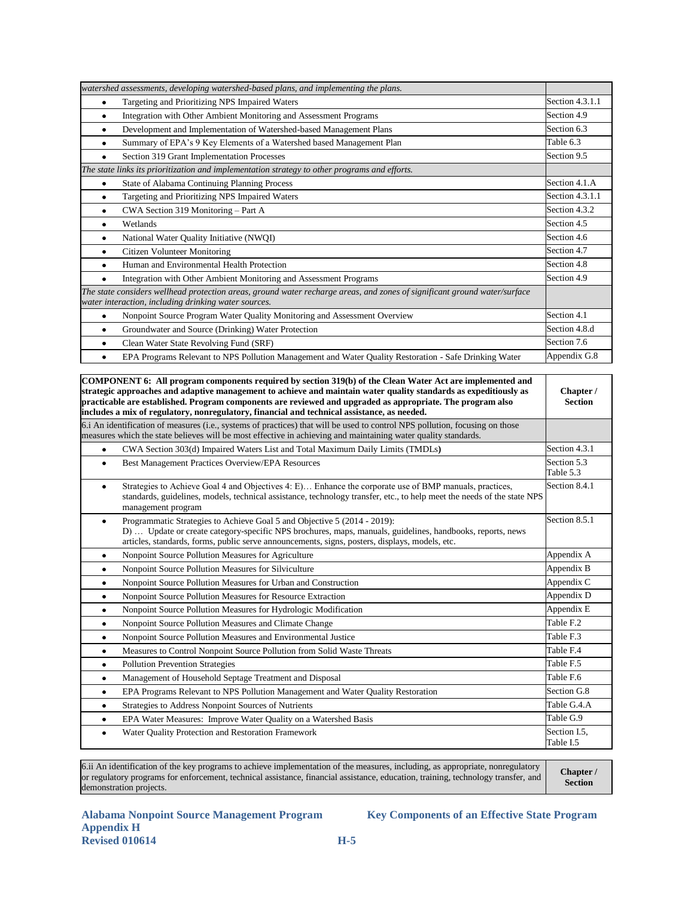| | |
|---|---|
| *watershed assessments, developing watershed-based plans, and implementing the plans.* | |
| • Targeting and Prioritizing NPS Impaired Waters | Section 4.3.1.1 |
| • Integration with Other Ambient Monitoring and Assessment Programs | Section 4.9 |
| • Development and Implementation of Watershed-based Management Plans | Section 6.3 |
| • Summary of EPA's 9 Key Elements of a Watershed based Management Plan | Table 6.3 |
| • Section 319 Grant Implementation Processes | Section 9.5 |
| *The state links its prioritization and implementation strategy to other programs and efforts.* | |
| • State of Alabama Continuing Planning Process | Section 4.1.A |
| • Targeting and Prioritizing NPS Impaired Waters | Section 4.3.1.1 |
| • CWA Section 319 Monitoring – Part A | Section 4.3.2 |
| • Wetlands | Section 4.5 |
| • National Water Quality Initiative (NWQI) | Section 4.6 |
| • Citizen Volunteer Monitoring | Section 4.7 |
| • Human and Environmental Health Protection | Section 4.8 |
| • Integration with Other Ambient Monitoring and Assessment Programs | Section 4.9 |
| *The state considers wellhead protection areas, ground water recharge areas, and zones of significant ground water/surface water interaction, including drinking water sources.* | |
| • Nonpoint Source Program Water Quality Monitoring and Assessment Overview | Section 4.1 |
| • Groundwater and Source (Drinking) Water Protection | Section 4.8.d |
| • Clean Water State Revolving Fund (SRF) | Section 7.6 |
| • EPA Programs Relevant to NPS Pollution Management and Water Quality Restoration - Safe Drinking Water | Appendix G.8 |

| **COMPONENT 6: All program components required by section 319(b) of the Clean Water Act are implemented and strategic approaches and adaptive management to achieve and maintain water quality standards as expeditiously as practicable are established. Program components are reviewed and upgraded as appropriate. The program also includes a mix of regulatory, nonregulatory, financial and technical assistance, as needed.** | **Chapter / Section** |
|---|---|
| 6.i An identification of measures (i.e., systems of practices) that will be used to control NPS pollution, focusing on those measures which the state believes will be most effective in achieving and maintaining water quality standards. | |
| • CWA Section 303(d) Impaired Waters List and Total Maximum Daily Limits (TMDLs) | Section 4.3.1 |
| • Best Management Practices Overview/EPA Resources | Section 5.3 Table 5.3 |
| • Strategies to Achieve Goal 4 and Objectives 4: E)… Enhance the corporate use of BMP manuals, practices, standards, guidelines, models, technical assistance, technology transfer, etc., to help meet the needs of the state NPS management program | Section 8.4.1 |
| • Programmatic Strategies to Achieve Goal 5 and Objective 5 (2014 - 2019): D) … Update or create category-specific NPS brochures, maps, manuals, guidelines, handbooks, reports, news articles, standards, forms, public serve announcements, signs, posters, displays, models, etc. | Section 8.5.1 |
| • Nonpoint Source Pollution Measures for Agriculture | Appendix A |
| • Nonpoint Source Pollution Measures for Silviculture | Appendix B |
| • Nonpoint Source Pollution Measures for Urban and Construction | Appendix C |
| • Nonpoint Source Pollution Measures for Resource Extraction | Appendix D |
| • Nonpoint Source Pollution Measures for Hydrologic Modification | Appendix E |
| • Nonpoint Source Pollution Measures and Climate Change | Table F.2 |
| • Nonpoint Source Pollution Measures and Environmental Justice | Table F.3 |
| • Measures to Control Nonpoint Source Pollution from Solid Waste Threats | Table F.4 |
| • Pollution Prevention Strategies | Table F.5 |
| • Management of Household Septage Treatment and Disposal | Table F.6 |
| • EPA Programs Relevant to NPS Pollution Management and Water Quality Restoration | Section G.8 |
| • Strategies to Address Nonpoint Sources of Nutrients | Table G.4.A |
| • EPA Water Measures: Improve Water Quality on a Watershed Basis | Table G.9 |
| • Water Quality Protection and Restoration Framework | Section I.5, Table I.5 |

| 6.ii An identification of the key programs to achieve implementation of the measures, including, as appropriate, nonregulatory or regulatory programs for enforcement, technical assistance, financial assistance, education, training, technology transfer, and demonstration projects. | **Chapter / Section** |
|---|---|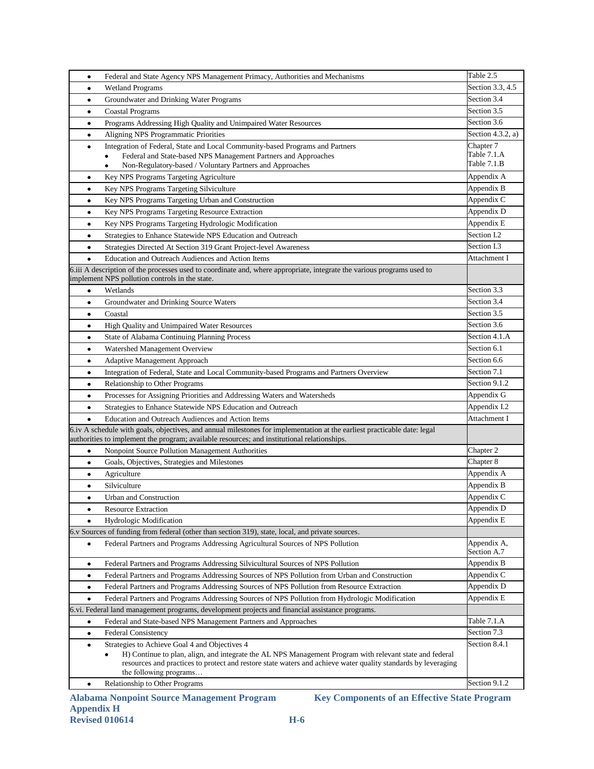| | |
|---|---|
| • Federal and State Agency NPS Management Primacy, Authorities and Mechanisms | Table 2.5 |
| • Wetland Programs | Section 3.3, 4.5 |
| • Groundwater and Drinking Water Programs | Section 3.4 |
| • Coastal Programs | Section 3.5 |
| • Programs Addressing High Quality and Unimpaired Water Resources | Section 3.6 |
| • Aligning NPS Programmatic Priorities | Section 4.3.2, a) |
| • Integration of Federal, State and Local Community-based Programs and Partners<br>  • Federal and State-based NPS Management Partners and Approaches<br>  • Non-Regulatory-based / Voluntary Partners and Approaches | Chapter 7<br>Table 7.1.A<br>Table 7.1.B |
| • Key NPS Programs Targeting Agriculture | Appendix A |
| • Key NPS Programs Targeting Silviculture | Appendix B |
| • Key NPS Programs Targeting Urban and Construction | Appendix C |
| • Key NPS Programs Targeting Resource Extraction | Appendix D |
| • Key NPS Programs Targeting Hydrologic Modification | Appendix E |
| • Strategies to Enhance Statewide NPS Education and Outreach | Section I.2 |
| • Strategies Directed At Section 319 Grant Project-level Awareness | Section I.3 |
| • Education and Outreach Audiences and Action Items | Attachment I |
| 6.iii A description of the processes used to coordinate and, where appropriate, integrate the various programs used to implement NPS pollution controls in the state. | |
| • Wetlands | Section 3.3 |
| • Groundwater and Drinking Source Waters | Section 3.4 |
| • Coastal | Section 3.5 |
| • High Quality and Unimpaired Water Resources | Section 3.6 |
| • State of Alabama Continuing Planning Process | Section 4.1.A |
| • Watershed Management Overview | Section 6.1 |
| • Adaptive Management Approach | Section 6.6 |
| • Integration of Federal, State and Local Community-based Programs and Partners Overview | Section 7.1 |
| • Relationship to Other Programs | Section 9.1.2 |
| • Processes for Assigning Priorities and Addressing Waters and Watersheds | Appendix G |
| • Strategies to Enhance Statewide NPS Education and Outreach | Appendix I.2 |
| • Education and Outreach Audiences and Action Items | Attachment I |
| 6.iv A schedule with goals, objectives, and annual milestones for implementation at the earliest practicable date: legal authorities to implement the program; available resources; and institutional relationships. | |
| • Nonpoint Source Pollution Management Authorities | Chapter 2 |
| • Goals, Objectives, Strategies and Milestones | Chapter 8 |
| • Agriculture | Appendix A |
| • Silviculture | Appendix B |
| • Urban and Construction | Appendix C |
| • Resource Extraction | Appendix D |
| • Hydrologic Modification | Appendix E |
| 6.v Sources of funding from federal (other than section 319), state, local, and private sources. | |
| • Federal Partners and Programs Addressing Agricultural Sources of NPS Pollution | Appendix A, Section A.7 |
| • Federal Partners and Programs Addressing Silvicultural Sources of NPS Pollution | Appendix B |
| • Federal Partners and Programs Addressing Sources of NPS Pollution from Urban and Construction | Appendix C |
| • Federal Partners and Programs Addressing Sources of NPS Pollution from Resource Extraction | Appendix D |
| • Federal Partners and Programs Addressing Sources of NPS Pollution from Hydrologic Modification | Appendix E |
| 6.vi. Federal land management programs, development projects and financial assistance programs. | |
| • Federal and State-based NPS Management Partners and Approaches | Table 7.1.A |
| • Federal Consistency | Section 7.3 |
| • Strategies to Achieve Goal 4 and Objectives 4<br>  • H) Continue to plan, align, and integrate the AL NPS Management Program with relevant state and federal resources and practices to protect and restore state waters and achieve water quality standards by leveraging the following programs… | Section 8.4.1 |
| • Relationship to Other Programs | Section 9.1.2 |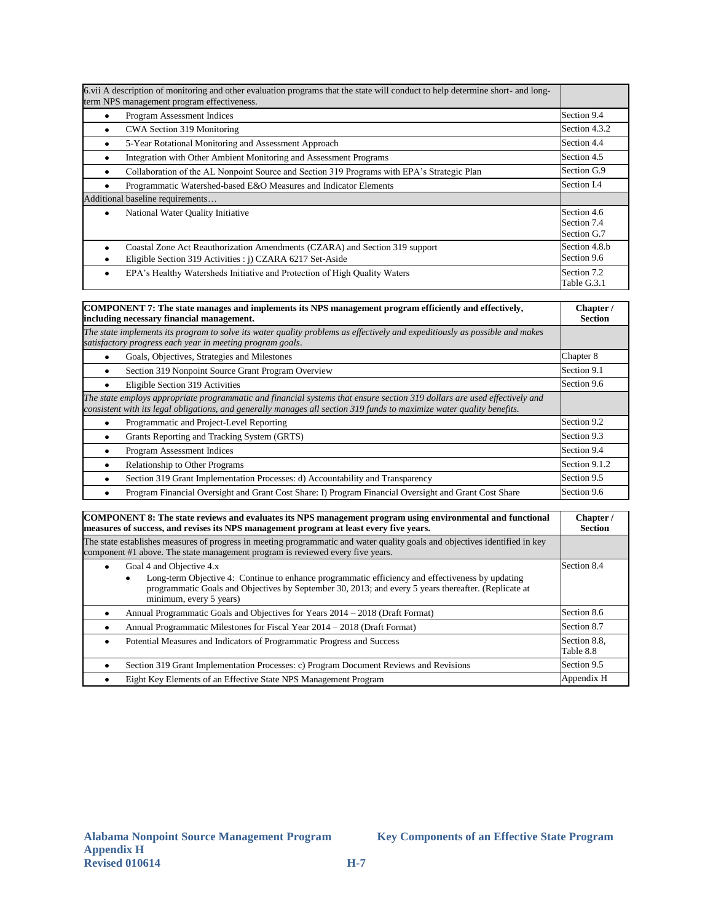| 6.vii A description of monitoring and other evaluation programs that the state will conduct to help determine short- and long-term NPS management program effectiveness. | |
|---|---|
| • Program Assessment Indices | Section 9.4 |
| • CWA Section 319 Monitoring | Section 4.3.2 |
| • 5-Year Rotational Monitoring and Assessment Approach | Section 4.4 |
| • Integration with Other Ambient Monitoring and Assessment Programs | Section 4.5 |
| • Collaboration of the AL Nonpoint Source and Section 319 Programs with EPA's Strategic Plan | Section G.9 |
| • Programmatic Watershed-based E&O Measures and Indicator Elements | Section I.4 |
| Additional baseline requirements… | |
| • National Water Quality Initiative | Section 4.6<br>Section 7.4<br>Section G.7 |
| • Coastal Zone Act Reauthorization Amendments (CZARA) and Section 319 support<br>• Eligible Section 319 Activities : j) CZARA 6217 Set-Aside | Section 4.8.b<br>Section 9.6 |
| • EPA's Healthy Watersheds Initiative and Protection of High Quality Waters | Section 7.2<br>Table G.3.1 |

| **COMPONENT 7: The state manages and implements its NPS management program efficiently and effectively, including necessary financial management.** | **Chapter / Section** |
|---|---|
| *The state implements its program to solve its water quality problems as effectively and expeditiously as possible and makes satisfactory progress each year in meeting program goals.* | |
| • Goals, Objectives, Strategies and Milestones | Chapter 8 |
| • Section 319 Nonpoint Source Grant Program Overview | Section 9.1 |
| • Eligible Section 319 Activities | Section 9.6 |
| *The state employs appropriate programmatic and financial systems that ensure section 319 dollars are used effectively and consistent with its legal obligations, and generally manages all section 319 funds to maximize water quality benefits.* | |
| • Programmatic and Project-Level Reporting | Section 9.2 |
| • Grants Reporting and Tracking System (GRTS) | Section 9.3 |
| • Program Assessment Indices | Section 9.4 |
| • Relationship to Other Programs | Section 9.1.2 |
| • Section 319 Grant Implementation Processes: d) Accountability and Transparency | Section 9.5 |
| • Program Financial Oversight and Grant Cost Share: I) Program Financial Oversight and Grant Cost Share | Section 9.6 |

| **COMPONENT 8: The state reviews and evaluates its NPS management program using environmental and functional measures of success, and revises its NPS management program at least every five years.** | **Chapter / Section** |
|---|---|
| The state establishes measures of progress in meeting programmatic and water quality goals and objectives identified in key component #1 above. The state management program is reviewed every five years. | |
| • Goal 4 and Objective 4.x<br>  • Long-term Objective 4: Continue to enhance programmatic efficiency and effectiveness by updating programmatic Goals and Objectives by September 30, 2013; and every 5 years thereafter. (Replicate at minimum, every 5 years) | Section 8.4 |
| • Annual Programmatic Goals and Objectives for Years 2014 – 2018 (Draft Format) | Section 8.6 |
| • Annual Programmatic Milestones for Fiscal Year 2014 – 2018 (Draft Format) | Section 8.7 |
| • Potential Measures and Indicators of Programmatic Progress and Success | Section 8.8,<br>Table 8.8 |
| • Section 319 Grant Implementation Processes: c) Program Document Reviews and Revisions | Section 9.5 |
| • Eight Key Elements of an Effective State NPS Management Program | Appendix H |